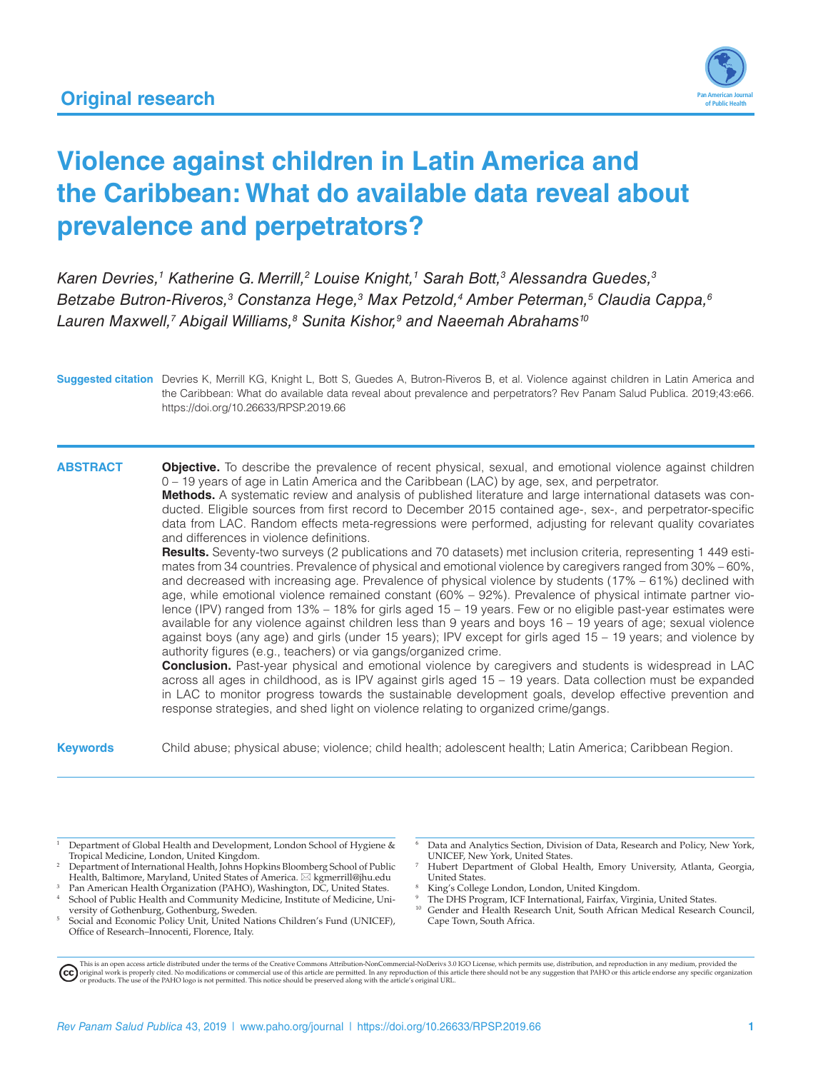Original research

# Violence against children in Latin America and the Caribbean: What do available data reveal about prevalence and perpetrators?

*Karen Devries,[1] Katherine G. Merrill,[2] Louise Knight,[1] Sarah Bott,[3] Alessandra Guedes,[3] Betzabe Butron-Riveros,[3] Constanza Hege,[3] Max Petzold,[4] Amber Peterman,[5] Claudia Cappa,[6] Lauren Maxwell,[7] Abigail Williams,[8] Sunita Kishor,[9] and Naeemah Abrahams[10]*

**Suggested citation** Devries K, Merrill KG, Knight L, Bott S, Guedes A, Butron-Riveros B, et al. Violence against children in Latin America and the Caribbean: What do available data reveal about prevalence and perpetrators? Rev Panam Salud Publica. 2019;43:e66. https://doi.org/10.26633/RPSP.2019.66

## ABSTRACT

**Objective.** To describe the prevalence of recent physical, sexual, and emotional violence against children 0 – 19 years of age in Latin America and the Caribbean (LAC) by age, sex, and perpetrator.

**Methods.** A systematic review and analysis of published literature and large international datasets was conducted. Eligible sources from first record to December 2015 contained age-, sex-, and perpetrator-specific data from LAC. Random effects meta-regressions were performed, adjusting for relevant quality covariates and differences in violence definitions.

**Results.** Seventy-two surveys (2 publications and 70 datasets) met inclusion criteria, representing 1 449 estimates from 34 countries. Prevalence of physical and emotional violence by caregivers ranged from 30% – 60%, and decreased with increasing age. Prevalence of physical violence by students (17% – 61%) declined with age, while emotional violence remained constant (60% – 92%). Prevalence of physical intimate partner violence (IPV) ranged from 13% – 18% for girls aged 15 – 19 years. Few or no eligible past-year estimates were available for any violence against children less than 9 years and boys 16 – 19 years of age; sexual violence against boys (any age) and girls (under 15 years); IPV except for girls aged 15 – 19 years; and violence by authority figures (e.g., teachers) or via gangs/organized crime.

**Conclusion.** Past-year physical and emotional violence by caregivers and students is widespread in LAC across all ages in childhood, as is IPV against girls aged 15 – 19 years. Data collection must be expanded in LAC to monitor progress towards the sustainable development goals, develop effective prevention and response strategies, and shed light on violence relating to organized crime/gangs.

**Keywords** Child abuse; physical abuse; violence; child health; adolescent health; Latin America; Caribbean Region.

---

[1] Department of Global Health and Development, London School of Hygiene & Tropical Medicine, London, United Kingdom.
[2] Department of International Health, Johns Hopkins Bloomberg School of Public Health, Baltimore, Maryland, United States of America. ✉ kgmerrill@jhu.edu
[3] Pan American Health Organization (PAHO), Washington, DC, United States.
[4] School of Public Health and Community Medicine, Institute of Medicine, University of Gothenburg, Gothenburg, Sweden.
[5] Social and Economic Policy Unit, United Nations Children's Fund (UNICEF), Office of Research–Innocenti, Florence, Italy.
[6] Data and Analytics Section, Division of Data, Research and Policy, New York, UNICEF, New York, United States.
[7] Hubert Department of Global Health, Emory University, Atlanta, Georgia, United States.
[8] King's College London, London, United Kingdom.
[9] The DHS Program, ICF International, Fairfax, Virginia, United States.
[10] Gender and Health Research Unit, South African Medical Research Council, Cape Town, South Africa.

This is an open access article distributed under the terms of the Creative Commons Attribution-NonCommercial-NoDerivs 3.0 IGO License, which permits use, distribution, and reproduction in any medium, provided the original work is properly cited. No modifications or commercial use of this article are permitted. In any reproduction of this article there should not be any suggestion that PAHO or this article endorse any specific organization or products. The use of the PAHO logo is not permitted. This notice should be preserved along with the article's original URL.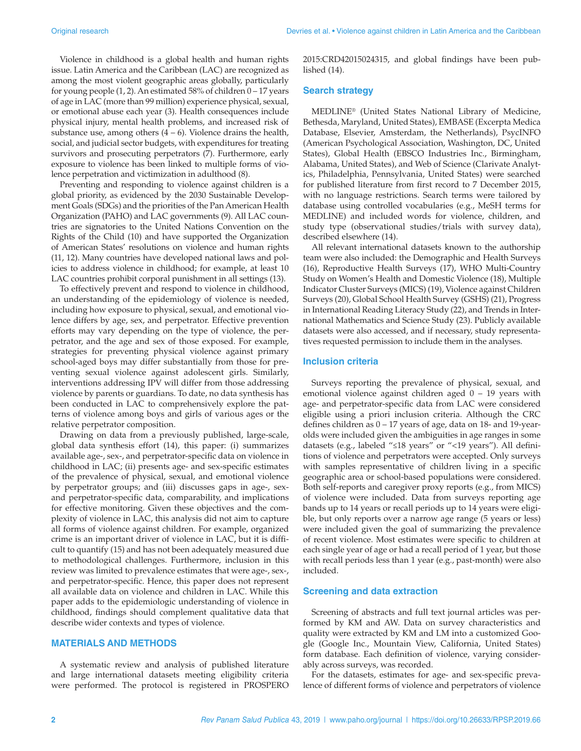Violence in childhood is a global health and human rights issue. Latin America and the Caribbean (LAC) are recognized as among the most violent geographic areas globally, particularly for young people (1, 2). An estimated 58% of children 0 – 17 years of age in LAC (more than 99 million) experience physical, sexual, or emotional abuse each year (3). Health consequences include physical injury, mental health problems, and increased risk of substance use, among others (4 – 6). Violence drains the health, social, and judicial sector budgets, with expenditures for treating survivors and prosecuting perpetrators (7). Furthermore, early exposure to violence has been linked to multiple forms of violence perpetration and victimization in adulthood (8).

Preventing and responding to violence against children is a global priority, as evidenced by the 2030 Sustainable Development Goals (SDGs) and the priorities of the Pan American Health Organization (PAHO) and LAC governments (9). All LAC countries are signatories to the United Nations Convention on the Rights of the Child (10) and have supported the Organization of American States' resolutions on violence and human rights (11, 12). Many countries have developed national laws and policies to address violence in childhood; for example, at least 10 LAC countries prohibit corporal punishment in all settings (13).

To effectively prevent and respond to violence in childhood, an understanding of the epidemiology of violence is needed, including how exposure to physical, sexual, and emotional violence differs by age, sex, and perpetrator. Effective prevention efforts may vary depending on the type of violence, the perpetrator, and the age and sex of those exposed. For example, strategies for preventing physical violence against primary school-aged boys may differ substantially from those for preventing sexual violence against adolescent girls. Similarly, interventions addressing IPV will differ from those addressing violence by parents or guardians. To date, no data synthesis has been conducted in LAC to comprehensively explore the patterns of violence among boys and girls of various ages or the relative perpetrator composition.

Drawing on data from a previously published, large-scale, global data synthesis effort (14), this paper: (i) summarizes available age-, sex-, and perpetrator-specific data on violence in childhood in LAC; (ii) presents age- and sex-specific estimates of the prevalence of physical, sexual, and emotional violence by perpetrator groups; and (iii) discusses gaps in age-, sex- and perpetrator-specific data, comparability, and implications for effective monitoring. Given these objectives and the complexity of violence in LAC, this analysis did not aim to capture all forms of violence against children. For example, organized crime is an important driver of violence in LAC, but it is difficult to quantify (15) and has not been adequately measured due to methodological challenges. Furthermore, inclusion in this review was limited to prevalence estimates that were age-, sex-, and perpetrator-specific. Hence, this paper does not represent all available data on violence and children in LAC. While this paper adds to the epidemiologic understanding of violence in childhood, findings should complement qualitative data that describe wider contexts and types of violence.

## MATERIALS AND METHODS

A systematic review and analysis of published literature and large international datasets meeting eligibility criteria were performed. The protocol is registered in PROSPERO 2015:CRD42015024315, and global findings have been published (14).

### Search strategy

MEDLINE® (United States National Library of Medicine, Bethesda, Maryland, United States), EMBASE (Excerpta Medica Database, Elsevier, Amsterdam, the Netherlands), PsycINFO (American Psychological Association, Washington, DC, United States), Global Health (EBSCO Industries Inc., Birmingham, Alabama, United States), and Web of Science (Clarivate Analytics, Philadelphia, Pennsylvania, United States) were searched for published literature from first record to 7 December 2015, with no language restrictions. Search terms were tailored by database using controlled vocabularies (e.g., MeSH terms for MEDLINE) and included words for violence, children, and study type (observational studies/trials with survey data), described elsewhere (14).

All relevant international datasets known to the authorship team were also included: the Demographic and Health Surveys (16), Reproductive Health Surveys (17), WHO Multi-Country Study on Women's Health and Domestic Violence (18), Multiple Indicator Cluster Surveys (MICS) (19), Violence against Children Surveys (20), Global School Health Survey (GSHS) (21), Progress in International Reading Literacy Study (22), and Trends in International Mathematics and Science Study (23). Publicly available datasets were also accessed, and if necessary, study representatives requested permission to include them in the analyses.

### Inclusion criteria

Surveys reporting the prevalence of physical, sexual, and emotional violence against children aged 0 – 19 years with age- and perpetrator-specific data from LAC were considered eligible using a priori inclusion criteria. Although the CRC defines children as 0 – 17 years of age, data on 18- and 19-year-olds were included given the ambiguities in age ranges in some datasets (e.g., labeled "≤18 years" or "<19 years"). All definitions of violence and perpetrators were accepted. Only surveys with samples representative of children living in a specific geographic area or school-based populations were considered. Both self-reports and caregiver proxy reports (e.g., from MICS) of violence were included. Data from surveys reporting age bands up to 14 years or recall periods up to 14 years were eligible, but only reports over a narrow age range (5 years or less) were included given the goal of summarizing the prevalence of recent violence. Most estimates were specific to children at each single year of age or had a recall period of 1 year, but those with recall periods less than 1 year (e.g., past-month) were also included.

### Screening and data extraction

Screening of abstracts and full text journal articles was performed by KM and AW. Data on survey characteristics and quality were extracted by KM and LM into a customized Google (Google Inc., Mountain View, California, United States) form database. Each definition of violence, varying considerably across surveys, was recorded.

For the datasets, estimates for age- and sex-specific prevalence of different forms of violence and perpetrators of violence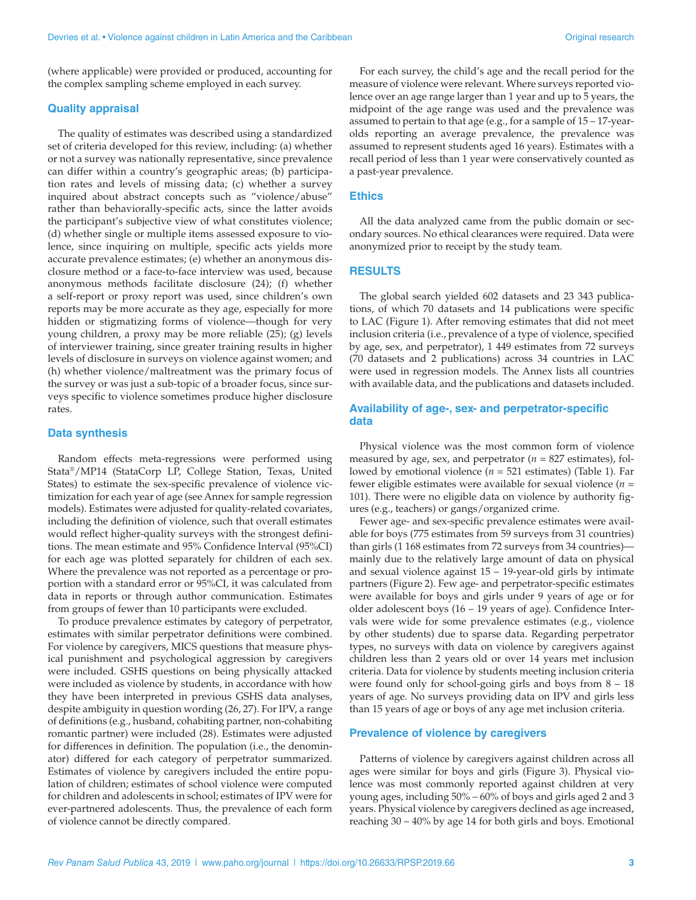(where applicable) were provided or produced, accounting for the complex sampling scheme employed in each survey.

## Quality appraisal

The quality of estimates was described using a standardized set of criteria developed for this review, including: (a) whether or not a survey was nationally representative, since prevalence can differ within a country's geographic areas; (b) participation rates and levels of missing data; (c) whether a survey inquired about abstract concepts such as "violence/abuse" rather than behaviorally-specific acts, since the latter avoids the participant's subjective view of what constitutes violence; (d) whether single or multiple items assessed exposure to violence, since inquiring on multiple, specific acts yields more accurate prevalence estimates; (e) whether an anonymous disclosure method or a face-to-face interview was used, because anonymous methods facilitate disclosure (24); (f) whether a self-report or proxy report was used, since children's own reports may be more accurate as they age, especially for more hidden or stigmatizing forms of violence—though for very young children, a proxy may be more reliable (25); (g) levels of interviewer training, since greater training results in higher levels of disclosure in surveys on violence against women; and (h) whether violence/maltreatment was the primary focus of the survey or was just a sub-topic of a broader focus, since surveys specific to violence sometimes produce higher disclosure rates.

## Data synthesis

Random effects meta-regressions were performed using Stata®/MP14 (StataCorp LP, College Station, Texas, United States) to estimate the sex-specific prevalence of violence victimization for each year of age (see Annex for sample regression models). Estimates were adjusted for quality-related covariates, including the definition of violence, such that overall estimates would reflect higher-quality surveys with the strongest definitions. The mean estimate and 95% Confidence Interval (95%CI) for each age was plotted separately for children of each sex. Where the prevalence was not reported as a percentage or proportion with a standard error or 95%CI, it was calculated from data in reports or through author communication. Estimates from groups of fewer than 10 participants were excluded.

To produce prevalence estimates by category of perpetrator, estimates with similar perpetrator definitions were combined. For violence by caregivers, MICS questions that measure physical punishment and psychological aggression by caregivers were included. GSHS questions on being physically attacked were included as violence by students, in accordance with how they have been interpreted in previous GSHS data analyses, despite ambiguity in question wording (26, 27). For IPV, a range of definitions (e.g., husband, cohabiting partner, non-cohabiting romantic partner) were included (28). Estimates were adjusted for differences in definition. The population (i.e., the denominator) differed for each category of perpetrator summarized. Estimates of violence by caregivers included the entire population of children; estimates of school violence were computed for children and adolescents in school; estimates of IPV were for ever-partnered adolescents. Thus, the prevalence of each form of violence cannot be directly compared.

For each survey, the child's age and the recall period for the measure of violence were relevant. Where surveys reported violence over an age range larger than 1 year and up to 5 years, the midpoint of the age range was used and the prevalence was assumed to pertain to that age (e.g., for a sample of 15 – 17-year-olds reporting an average prevalence, the prevalence was assumed to represent students aged 16 years). Estimates with a recall period of less than 1 year were conservatively counted as a past-year prevalence.

## Ethics

All the data analyzed came from the public domain or secondary sources. No ethical clearances were required. Data were anonymized prior to receipt by the study team.

# RESULTS

The global search yielded 602 datasets and 23 343 publications, of which 70 datasets and 14 publications were specific to LAC (Figure 1). After removing estimates that did not meet inclusion criteria (i.e., prevalence of a type of violence, specified by age, sex, and perpetrator), 1 449 estimates from 72 surveys (70 datasets and 2 publications) across 34 countries in LAC were used in regression models. The Annex lists all countries with available data, and the publications and datasets included.

## Availability of age-, sex- and perpetrator-specific data

Physical violence was the most common form of violence measured by age, sex, and perpetrator ($n$ = 827 estimates), followed by emotional violence ($n$ = 521 estimates) (Table 1). Far fewer eligible estimates were available for sexual violence ($n$ = 101). There were no eligible data on violence by authority figures (e.g., teachers) or gangs/organized crime.

Fewer age- and sex-specific prevalence estimates were available for boys (775 estimates from 59 surveys from 31 countries) than girls (1 168 estimates from 72 surveys from 34 countries)—mainly due to the relatively large amount of data on physical and sexual violence against 15 – 19-year-old girls by intimate partners (Figure 2). Few age- and perpetrator-specific estimates were available for boys and girls under 9 years of age or for older adolescent boys (16 – 19 years of age). Confidence Intervals were wide for some prevalence estimates (e.g., violence by other students) due to sparse data. Regarding perpetrator types, no surveys with data on violence by caregivers against children less than 2 years old or over 14 years met inclusion criteria. Data for violence by students meeting inclusion criteria were found only for school-going girls and boys from 8 – 18 years of age. No surveys providing data on IPV and girls less than 15 years of age or boys of any age met inclusion criteria.

## Prevalence of violence by caregivers

Patterns of violence by caregivers against children across all ages were similar for boys and girls (Figure 3). Physical violence was most commonly reported against children at very young ages, including 50% – 60% of boys and girls aged 2 and 3 years. Physical violence by caregivers declined as age increased, reaching 30 – 40% by age 14 for both girls and boys. Emotional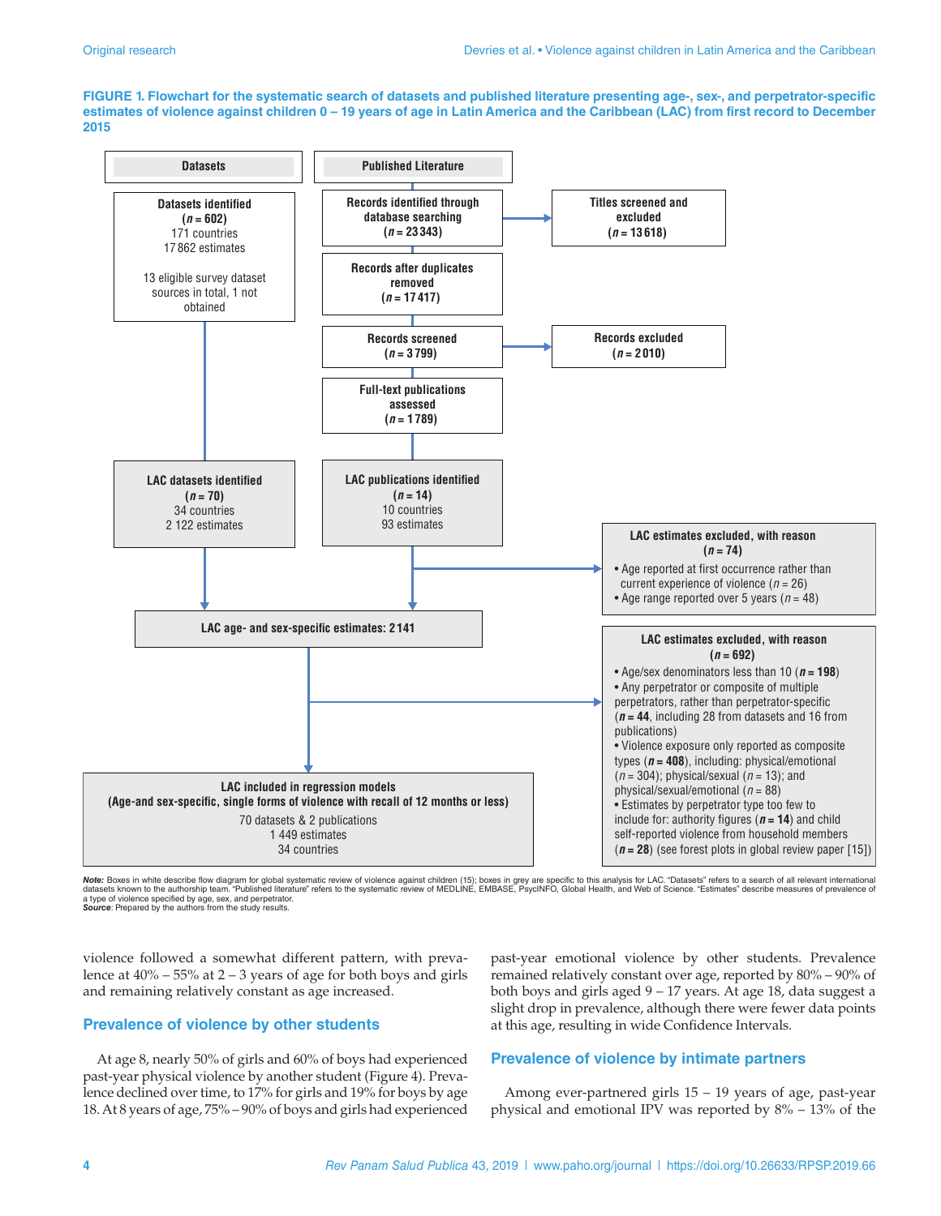**FIGURE 1. Flowchart for the systematic search of datasets and published literature presenting age-, sex-, and perpetrator-specific estimates of violence against children 0 – 19 years of age in Latin America and the Caribbean (LAC) from first record to December 2015**

**Datasets**

**Datasets identified (*n* = 602)**
171 countries
17 862 estimates

13 eligible survey dataset sources in total, 1 not obtained

**Published Literature**

**Records identified through database searching (*n* = 23 343)**

**Titles screened and excluded (*n* = 13 618)**

**Records after duplicates removed (*n* = 17 417)**

**Records screened (*n* = 3 799)**

**Records excluded (*n* = 2 010)**

**Full-text publications assessed (*n* = 1 789)**

**LAC datasets identified (*n* = 70)**
34 countries
2 122 estimates

**LAC publications identified (*n* = 14)**
10 countries
93 estimates

**LAC estimates excluded, with reason (*n* = 74)**
- Age reported at first occurrence rather than current experience of violence (*n* = 26)
- Age range reported over 5 years (*n* = 48)

**LAC age- and sex-specific estimates: 2 141**

**LAC estimates excluded, with reason (*n* = 692)**
- Age/sex denominators less than 10 (***n* = 198**)
- Any perpetrator or composite of multiple perpetrators, rather than perpetrator-specific (***n* = 44**, including 28 from datasets and 16 from publications)
- Violence exposure only reported as composite types (***n* = 408**), including: physical/emotional (*n* = 304); physical/sexual (*n* = 13); and physical/sexual/emotional (*n* = 88)
- Estimates by perpetrator type too few to include for: authority figures (***n* = 14**) and child self-reported violence from household members (***n* = 28**) (see forest plots in global review paper [15])

**LAC included in regression models**
**(Age-and sex-specific, single forms of violence with recall of 12 months or less)**
70 datasets & 2 publications
1 449 estimates
34 countries

***Note:*** Boxes in white describe flow diagram for global systematic review of violence against children (15); boxes in grey are specific to this analysis for LAC. "Datasets" refers to a search of all relevant international datasets known to the authorship team. "Published literature" refers to the systematic review of MEDLINE, EMBASE, PsycINFO, Global Health, and Web of Science. "Estimates" describe measures of prevalence of a type of violence specified by age, sex, and perpetrator.
***Source*:** Prepared by the authors from the study results.

violence followed a somewhat different pattern, with prevalence at 40% – 55% at 2 – 3 years of age for both boys and girls and remaining relatively constant as age increased.

## Prevalence of violence by other students

At age 8, nearly 50% of girls and 60% of boys had experienced past-year physical violence by another student (Figure 4). Prevalence declined over time, to 17% for girls and 19% for boys by age 18. At 8 years of age, 75% – 90% of boys and girls had experienced past-year emotional violence by other students. Prevalence remained relatively constant over age, reported by 80% – 90% of both boys and girls aged 9 – 17 years. At age 18, data suggest a slight drop in prevalence, although there were fewer data points at this age, resulting in wide Confidence Intervals.

## Prevalence of violence by intimate partners

Among ever-partnered girls 15 – 19 years of age, past-year physical and emotional IPV was reported by 8% – 13% of the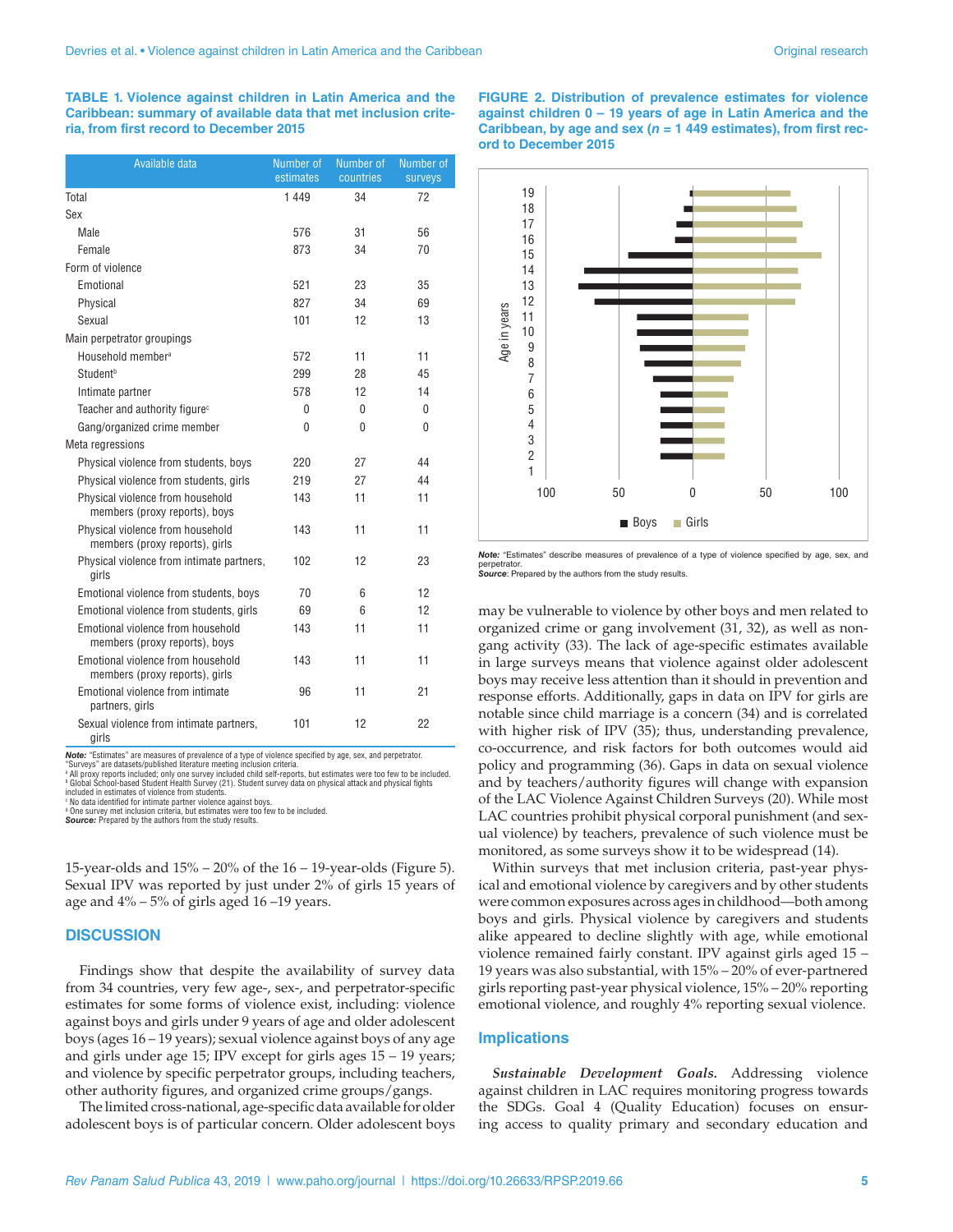**TABLE 1. Violence against children in Latin America and the Caribbean: summary of available data that met inclusion criteria, from first record to December 2015**

| Available data | Number of estimates | Number of countries | Number of surveys |
|---|---|---|---|
| Total | 1 449 | 34 | 72 |
| Sex | | | |
| Male | 576 | 31 | 56 |
| Female | 873 | 34 | 70 |
| Form of violence | | | |
| Emotional | 521 | 23 | 35 |
| Physical | 827 | 34 | 69 |
| Sexual | 101 | 12 | 13 |
| Main perpetrator groupings | | | |
| Household member[a] | 572 | 11 | 11 |
| Student[b] | 299 | 28 | 45 |
| Intimate partner | 578 | 12 | 14 |
| Teacher and authority figure[c] | 0 | 0 | 0 |
| Gang/organized crime member | 0 | 0 | 0 |
| Meta regressions | | | |
| Physical violence from students, boys | 220 | 27 | 44 |
| Physical violence from students, girls | 219 | 27 | 44 |
| Physical violence from household members (proxy reports), boys | 143 | 11 | 11 |
| Physical violence from household members (proxy reports), girls | 143 | 11 | 11 |
| Physical violence from intimate partners, girls | 102 | 12 | 23 |
| Emotional violence from students, boys | 70 | 6 | 12 |
| Emotional violence from students, girls | 69 | 6 | 12 |
| Emotional violence from household members (proxy reports), boys | 143 | 11 | 11 |
| Emotional violence from household members (proxy reports), girls | 143 | 11 | 11 |
| Emotional violence from intimate partners, girls | 96 | 11 | 21 |
| Sexual violence from intimate partners, girls | 101 | 12 | 22 |

***Note:*** "Estimates" are measures of prevalence of a type of violence specified by age, sex, and perpetrator. "Surveys" are datasets/published literature meeting inclusion criteria.
[a] All proxy reports included; only one survey included child self-reports, but estimates were too few to be included.
[b] Global School-based Student Health Survey (21). Student survey data on physical attack and physical fights included in estimates of violence from students.
[c] No data identified for intimate partner violence against boys.
[d] One survey met inclusion criteria, but estimates were too few to be included.
***Source:*** Prepared by the authors from the study results.

**FIGURE 2. Distribution of prevalence estimates for violence against children 0 – 19 years of age in Latin America and the Caribbean, by age and sex (*n* = 1 449 estimates), from first record to December 2015**

***Note:*** "Estimates" describe measures of prevalence of a type of violence specified by age, sex, and perpetrator.
***Source:*** Prepared by the authors from the study results.

15-year-olds and 15% – 20% of the 16 – 19-year-olds (Figure 5). Sexual IPV was reported by just under 2% of girls 15 years of age and 4% – 5% of girls aged 16 –19 years.

## DISCUSSION

Findings show that despite the availability of survey data from 34 countries, very few age-, sex-, and perpetrator-specific estimates for some forms of violence exist, including: violence against boys and girls under 9 years of age and older adolescent boys (ages 16 – 19 years); sexual violence against boys of any age and girls under age 15; IPV except for girls ages 15 – 19 years; and violence by specific perpetrator groups, including teachers, other authority figures, and organized crime groups/gangs.

The limited cross-national, age-specific data available for older adolescent boys is of particular concern. Older adolescent boys may be vulnerable to violence by other boys and men related to organized crime or gang involvement (31, 32), as well as non-gang activity (33). The lack of age-specific estimates available in large surveys means that violence against older adolescent boys may receive less attention than it should in prevention and response efforts. Additionally, gaps in data on IPV for girls are notable since child marriage is a concern (34) and is correlated with higher risk of IPV (35); thus, understanding prevalence, co-occurrence, and risk factors for both outcomes would aid policy and programming (36). Gaps in data on sexual violence and by teachers/authority figures will change with expansion of the LAC Violence Against Children Surveys (20). While most LAC countries prohibit physical corporal punishment (and sexual violence) by teachers, prevalence of such violence must be monitored, as some surveys show it to be widespread (14).

Within surveys that met inclusion criteria, past-year physical and emotional violence by caregivers and by other students were common exposures across ages in childhood—both among boys and girls. Physical violence by caregivers and students alike appeared to decline slightly with age, while emotional violence remained fairly constant. IPV against girls aged 15 – 19 years was also substantial, with 15% – 20% of ever-partnered girls reporting past-year physical violence, 15% – 20% reporting emotional violence, and roughly 4% reporting sexual violence.

### Implications

***Sustainable Development Goals.*** Addressing violence against children in LAC requires monitoring progress towards the SDGs. Goal 4 (Quality Education) focuses on ensuring access to quality primary and secondary education and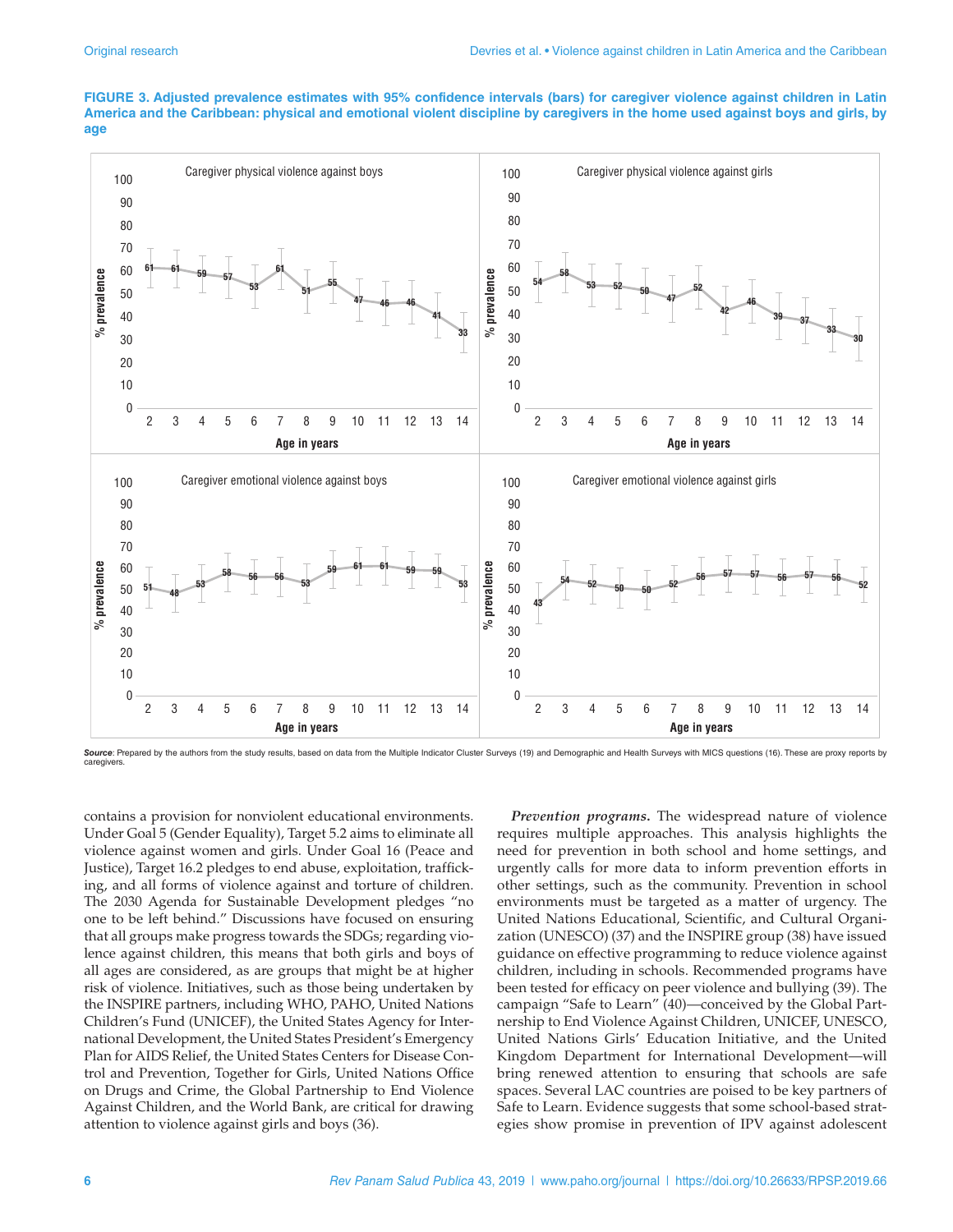**FIGURE 3. Adjusted prevalence estimates with 95% confidence intervals (bars) for caregiver violence against children in Latin America and the Caribbean: physical and emotional violent discipline by caregivers in the home used against boys and girls, by age**

**Caregiver physical violence against boys** (% prevalence by age in years)

| Age | 2 | 3 | 4 | 5 | 6 | 7 | 8 | 9 | 10 | 11 | 12 | 13 | 14 |
|---|---|---|---|---|---|---|---|---|---|---|---|---|---|
| % | 61 | 61 | 59 | 57 | 53 | 61 | 51 | 55 | 47 | 46 | 46 | 41 | 33 |

**Caregiver physical violence against girls** (% prevalence by age in years)

| Age | 2 | 3 | 4 | 5 | 6 | 7 | 8 | 9 | 10 | 11 | 12 | 13 | 14 |
|---|---|---|---|---|---|---|---|---|---|---|---|---|---|
| % | 54 | 58 | 53 | 52 | 50 | 47 | 52 | 42 | 46 | 39 | 37 | 33 | 30 |

**Caregiver emotional violence against boys** (% prevalence by age in years)

| Age | 2 | 3 | 4 | 5 | 6 | 7 | 8 | 9 | 10 | 11 | 12 | 13 | 14 |
|---|---|---|---|---|---|---|---|---|---|---|---|---|---|
| % | 51 | 48 | 53 | 58 | 56 | 56 | 53 | 59 | 61 | 61 | 59 | 59 | 53 |

**Caregiver emotional violence against girls** (% prevalence by age in years)

| Age | 2 | 3 | 4 | 5 | 6 | 7 | 8 | 9 | 10 | 11 | 12 | 13 | 14 |
|---|---|---|---|---|---|---|---|---|---|---|---|---|---|
| % | 43 | 54 | 52 | 50 | 50 | 52 | 56 | 57 | 57 | 56 | 57 | 56 | 52 |

***Source***: Prepared by the authors from the study results, based on data from the Multiple Indicator Cluster Surveys (19) and Demographic and Health Surveys with MICS questions (16). These are proxy reports by caregivers.

contains a provision for nonviolent educational environments. Under Goal 5 (Gender Equality), Target 5.2 aims to eliminate all violence against women and girls. Under Goal 16 (Peace and Justice), Target 16.2 pledges to end abuse, exploitation, trafficking, and all forms of violence against and torture of children. The 2030 Agenda for Sustainable Development pledges "no one to be left behind." Discussions have focused on ensuring that all groups make progress towards the SDGs; regarding violence against children, this means that both girls and boys of all ages are considered, as are groups that might be at higher risk of violence. Initiatives, such as those being undertaken by the INSPIRE partners, including WHO, PAHO, United Nations Children's Fund (UNICEF), the United States Agency for International Development, the United States President's Emergency Plan for AIDS Relief, the United States Centers for Disease Control and Prevention, Together for Girls, United Nations Office on Drugs and Crime, the Global Partnership to End Violence Against Children, and the World Bank, are critical for drawing attention to violence against girls and boys (36).

***Prevention programs.*** The widespread nature of violence requires multiple approaches. This analysis highlights the need for prevention in both school and home settings, and urgently calls for more data to inform prevention efforts in other settings, such as the community. Prevention in school environments must be targeted as a matter of urgency. The United Nations Educational, Scientific, and Cultural Organization (UNESCO) (37) and the INSPIRE group (38) have issued guidance on effective programming to reduce violence against children, including in schools. Recommended programs have been tested for efficacy on peer violence and bullying (39). The campaign "Safe to Learn" (40)—conceived by the Global Partnership to End Violence Against Children, UNICEF, UNESCO, United Nations Girls' Education Initiative, and the United Kingdom Department for International Development—will bring renewed attention to ensuring that schools are safe spaces. Several LAC countries are poised to be key partners of Safe to Learn. Evidence suggests that some school-based strategies show promise in prevention of IPV against adolescent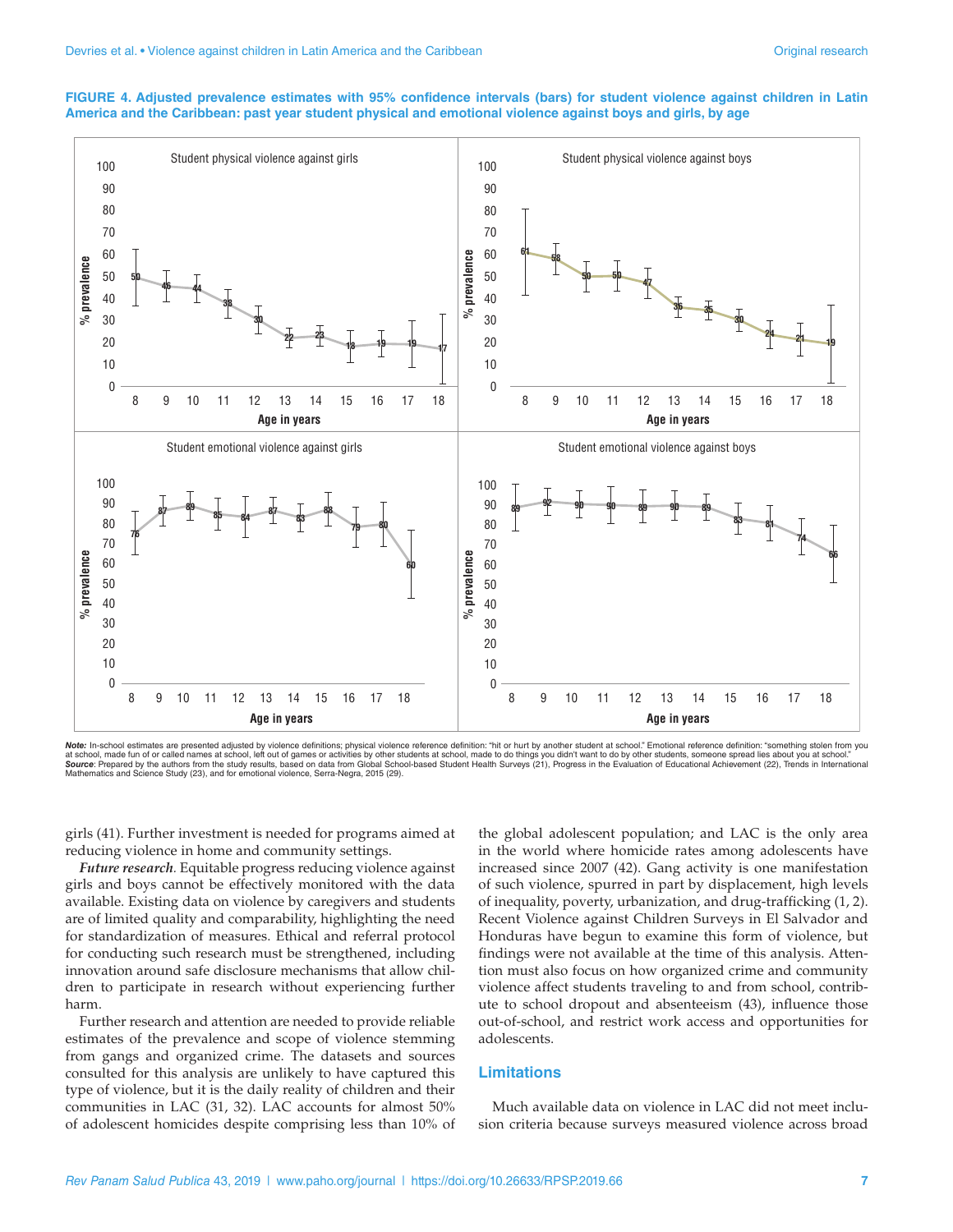**FIGURE 4. Adjusted prevalence estimates with 95% confidence intervals (bars) for student violence against children in Latin America and the Caribbean: past year student physical and emotional violence against boys and girls, by age**

*Note:* In-school estimates are presented adjusted by violence definitions; physical violence reference definition: "hit or hurt by another student at school." Emotional reference definition: "something stolen from you at school, made fun of or called names at school, left out of games or activities by other students at school, made to do things you didn't want to do by other students, someone spread lies about you at school."
*Source*: Prepared by the authors from the study results, based on data from Global School-based Student Health Surveys (21), Progress in the Evaluation of Educational Achievement (22), Trends in International Mathematics and Science Study (23), and for emotional violence, Serra-Negra, 2015 (29).

girls (41). Further investment is needed for programs aimed at reducing violence in home and community settings.

***Future research.*** Equitable progress reducing violence against girls and boys cannot be effectively monitored with the data available. Existing data on violence by caregivers and students are of limited quality and comparability, highlighting the need for standardization of measures. Ethical and referral protocol for conducting such research must be strengthened, including innovation around safe disclosure mechanisms that allow children to participate in research without experiencing further harm.

Further research and attention are needed to provide reliable estimates of the prevalence and scope of violence stemming from gangs and organized crime. The datasets and sources consulted for this analysis are unlikely to have captured this type of violence, but it is the daily reality of children and their communities in LAC (31, 32). LAC accounts for almost 50% of adolescent homicides despite comprising less than 10% of the global adolescent population; and LAC is the only area in the world where homicide rates among adolescents have increased since 2007 (42). Gang activity is one manifestation of such violence, spurred in part by displacement, high levels of inequality, poverty, urbanization, and drug-trafficking (1, 2). Recent Violence against Children Surveys in El Salvador and Honduras have begun to examine this form of violence, but findings were not available at the time of this analysis. Attention must also focus on how organized crime and community violence affect students traveling to and from school, contribute to school dropout and absenteeism (43), influence those out-of-school, and restrict work access and opportunities for adolescents.

## Limitations

Much available data on violence in LAC did not meet inclusion criteria because surveys measured violence across broad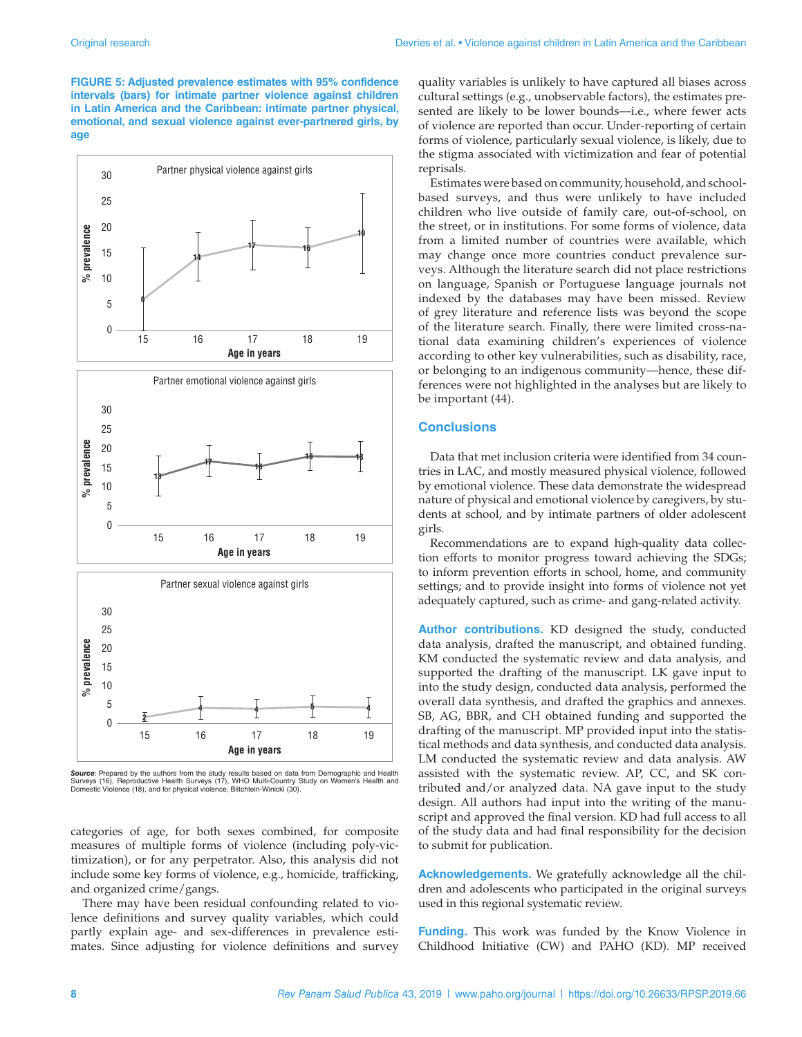**FIGURE 5: Adjusted prevalence estimates with 95% confidence intervals (bars) for intimate partner violence against children in Latin America and the Caribbean: intimate partner physical, emotional, and sexual violence against ever-partnered girls, by age**

*Source*: Prepared by the authors from the study results based on data from Demographic and Health Surveys (16), Reproductive Health Surveys (17), WHO Multi-Country Study on Women's Health and Domestic Violence (18), and for physical violence, Blitchtein-Winicki (30).

categories of age, for both sexes combined, for composite measures of multiple forms of violence (including poly-victimization), or for any perpetrator. Also, this analysis did not include some key forms of violence, e.g., homicide, trafficking, and organized crime/gangs.

There may have been residual confounding related to violence definitions and survey quality variables, which could partly explain age- and sex-differences in prevalence estimates. Since adjusting for violence definitions and survey quality variables is unlikely to have captured all biases across cultural settings (e.g., unobservable factors), the estimates presented are likely to be lower bounds—i.e., where fewer acts of violence are reported than occur. Under-reporting of certain forms of violence, particularly sexual violence, is likely, due to the stigma associated with victimization and fear of potential reprisals.

Estimates were based on community, household, and school-based surveys, and thus were unlikely to have included children who live outside of family care, out-of-school, on the street, or in institutions. For some forms of violence, data from a limited number of countries were available, which may change once more countries conduct prevalence surveys. Although the literature search did not place restrictions on language, Spanish or Portuguese language journals not indexed by the databases may have been missed. Review of grey literature and reference lists was beyond the scope of the literature search. Finally, there were limited cross-national data examining children's experiences of violence according to other key vulnerabilities, such as disability, race, or belonging to an indigenous community—hence, these differences were not highlighted in the analyses but are likely to be important (44).

## Conclusions

Data that met inclusion criteria were identified from 34 countries in LAC, and mostly measured physical violence, followed by emotional violence. These data demonstrate the widespread nature of physical and emotional violence by caregivers, by students at school, and by intimate partners of older adolescent girls.

Recommendations are to expand high-quality data collection efforts to monitor progress toward achieving the SDGs; to inform prevention efforts in school, home, and community settings; and to provide insight into forms of violence not yet adequately captured, such as crime- and gang-related activity.

**Author contributions.** KD designed the study, conducted data analysis, drafted the manuscript, and obtained funding. KM conducted the systematic review and data analysis, and supported the drafting of the manuscript. LK gave input to into the study design, conducted data analysis, performed the overall data synthesis, and drafted the graphics and annexes. SB, AG, BBR, and CH obtained funding and supported the drafting of the manuscript. MP provided input into the statistical methods and data synthesis, and conducted data analysis. LM conducted the systematic review and data analysis. AW assisted with the systematic review. AP, CC, and SK contributed and/or analyzed data. NA gave input to the study design. All authors had input into the writing of the manuscript and approved the final version. KD had full access to all of the study data and had final responsibility for the decision to submit for publication.

**Acknowledgements.** We gratefully acknowledge all the children and adolescents who participated in the original surveys used in this regional systematic review.

**Funding.** This work was funded by the Know Violence in Childhood Initiative (CW) and PAHO (KD). MP received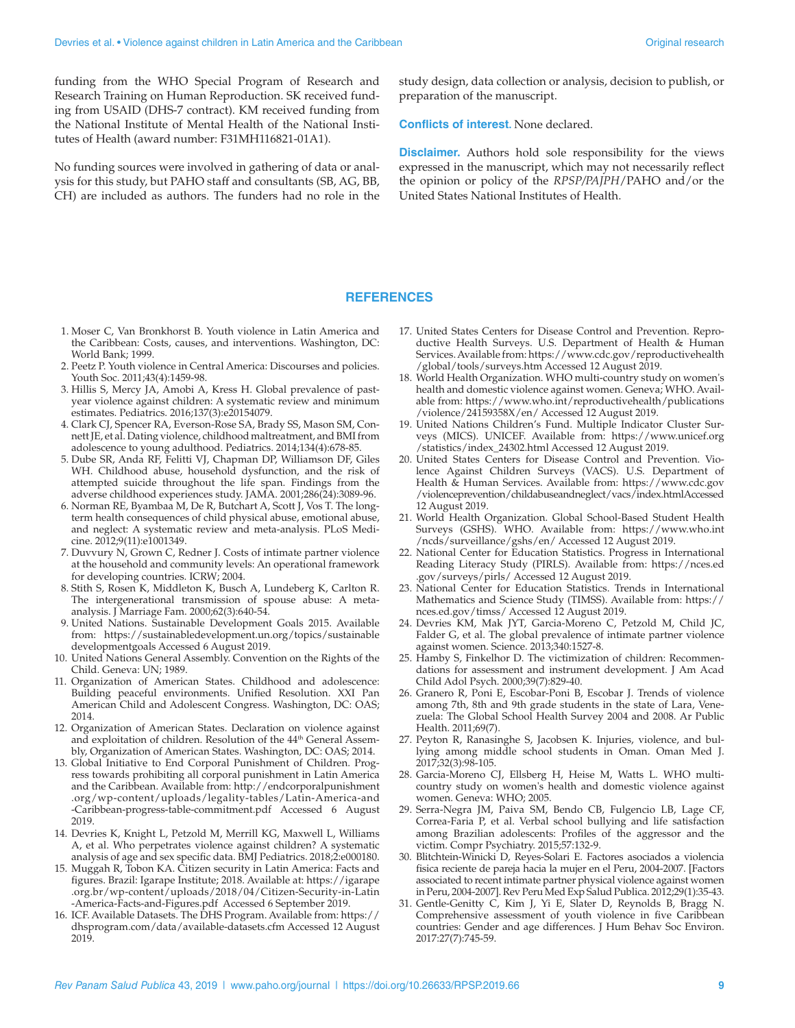funding from the WHO Special Program of Research and Research Training on Human Reproduction. SK received funding from USAID (DHS-7 contract). KM received funding from the National Institute of Mental Health of the National Institutes of Health (award number: F31MH116821-01A1).

No funding sources were involved in gathering of data or analysis for this study, but PAHO staff and consultants (SB, AG, BB, CH) are included as authors. The funders had no role in the study design, data collection or analysis, decision to publish, or preparation of the manuscript.

**Conflicts of interest.** None declared.

**Disclaimer.** Authors hold sole responsibility for the views expressed in the manuscript, which may not necessarily reflect the opinion or policy of the *RPSP/PAJPH*/PAHO and/or the United States National Institutes of Health.

## REFERENCES

1. Moser C, Van Bronkhorst B. Youth violence in Latin America and the Caribbean: Costs, causes, and interventions. Washington, DC: World Bank; 1999.
2. Peetz P. Youth violence in Central America: Discourses and policies. Youth Soc. 2011;43(4):1459-98.
3. Hillis S, Mercy JA, Amobi A, Kress H. Global prevalence of past-year violence against children: A systematic review and minimum estimates. Pediatrics. 2016;137(3):e20154079.
4. Clark CJ, Spencer RA, Everson-Rose SA, Brady SS, Mason SM, Connett JE, et al. Dating violence, childhood maltreatment, and BMI from adolescence to young adulthood. Pediatrics. 2014;134(4):678-85.
5. Dube SR, Anda RF, Felitti VJ, Chapman DP, Williamson DF, Giles WH. Childhood abuse, household dysfunction, and the risk of attempted suicide throughout the life span. Findings from the adverse childhood experiences study. JAMA. 2001;286(24):3089-96.
6. Norman RE, Byambaa M, De R, Butchart A, Scott J, Vos T. The long-term health consequences of child physical abuse, emotional abuse, and neglect: A systematic review and meta-analysis. PLoS Medicine. 2012;9(11):e1001349.
7. Duvvury N, Grown C, Redner J. Costs of intimate partner violence at the household and community levels: An operational framework for developing countries. ICRW; 2004.
8. Stith S, Rosen K, Middleton K, Busch A, Lundeberg K, Carlton R. The intergenerational transmission of spouse abuse: A meta-analysis. J Marriage Fam. 2000;62(3):640-54.
9. United Nations. Sustainable Development Goals 2015. Available from: https://sustainabledevelopment.un.org/topics/sustainabledevelopmentgoals Accessed 6 August 2019.
10. United Nations General Assembly. Convention on the Rights of the Child. Geneva: UN; 1989.
11. Organization of American States. Childhood and adolescence: Building peaceful environments. Unified Resolution. XXI Pan American Child and Adolescent Congress. Washington, DC: OAS; 2014.
12. Organization of American States. Declaration on violence against and exploitation of children. Resolution of the 44th General Assembly, Organization of American States. Washington, DC: OAS; 2014.
13. Global Initiative to End Corporal Punishment of Children. Progress towards prohibiting all corporal punishment in Latin America and the Caribbean. Available from: http://endcorporalpunishment.org/wp-content/uploads/legality-tables/Latin-America-and-Caribbean-progress-table-commitment.pdf Accessed 6 August 2019.
14. Devries K, Knight L, Petzold M, Merrill KG, Maxwell L, Williams A, et al. Who perpetrates violence against children? A systematic analysis of age and sex specific data. BMJ Pediatrics. 2018;2:e000180.
15. Muggah R, Tobon KA. Citizen security in Latin America: Facts and figures. Brazil: Igarape Institute; 2018. Available at: https://igarape.org.br/wp-content/uploads/2018/04/Citizen-Security-in-Latin-America-Facts-and-Figures.pdf Accessed 6 September 2019.
16. ICF. Available Datasets. The DHS Program. Available from: https://dhsprogram.com/data/available-datasets.cfm Accessed 12 August 2019.
17. United States Centers for Disease Control and Prevention. Reproductive Health Surveys. U.S. Department of Health & Human Services. Available from: https://www.cdc.gov/reproductivehealth/global/tools/surveys.htm Accessed 12 August 2019.
18. World Health Organization. WHO multi-country study on women's health and domestic violence against women. Geneva; WHO. Available from: https://www.who.int/reproductivehealth/publications/violence/24159358X/en/ Accessed 12 August 2019.
19. United Nations Children's Fund. Multiple Indicator Cluster Surveys (MICS). UNICEF. Available from: https://www.unicef.org/statistics/index_24302.html Accessed 12 August 2019.
20. United States Centers for Disease Control and Prevention. Violence Against Children Surveys (VACS). U.S. Department of Health & Human Services. Available from: https://www.cdc.gov/violenceprevention/childabuseandneglect/vacs/index.htmlAccessed 12 August 2019.
21. World Health Organization. Global School-Based Student Health Surveys (GSHS). WHO. Available from: https://www.who.int/ncds/surveillance/gshs/en/ Accessed 12 August 2019.
22. National Center for Education Statistics. Progress in International Reading Literacy Study (PIRLS). Available from: https://nces.ed.gov/surveys/pirls/ Accessed 12 August 2019.
23. National Center for Education Statistics. Trends in International Mathematics and Science Study (TIMSS). Available from: https://nces.ed.gov/timss/ Accessed 12 August 2019.
24. Devries KM, Mak JYT, Garcia-Moreno C, Petzold M, Child JC, Falder G, et al. The global prevalence of intimate partner violence against women. Science. 2013;340:1527-8.
25. Hamby S, Finkelhor D. The victimization of children: Recommendations for assessment and instrument development. J Am Acad Child Adol Psych. 2000;39(7):829-40.
26. Granero R, Poni E, Escobar-Poni B, Escobar J. Trends of violence among 7th, 8th and 9th grade students in the state of Lara, Venezuela: The Global School Health Survey 2004 and 2008. Ar Public Health. 2011;69(7).
27. Peyton R, Ranasinghe S, Jacobsen K. Injuries, violence, and bullying among middle school students in Oman. Oman Med J. 2017;32(3):98-105.
28. Garcia-Moreno CJ, Ellsberg H, Heise M, Watts L. WHO multi-country study on women's health and domestic violence against women. Geneva: WHO; 2005.
29. Serra-Negra JM, Paiva SM, Bendo CB, Fulgencio LB, Lage CF, Correa-Faria P, et al. Verbal school bullying and life satisfaction among Brazilian adolescents: Profiles of the aggressor and the victim. Compr Psychiatry. 2015;57:132-9.
30. Blitchtein-Winicki D, Reyes-Solari E. Factores asociados a violencia física reciente de pareja hacia la mujer en el Perú, 2004-2007. [Factors associated to recent intimate partner physical violence against women in Peru, 2004-2007]. Rev Peru Med Exp Salud Publica. 2012;29(1):35-43.
31. Gentle-Genitty C, Kim J, Yi E, Slater D, Reynolds B, Bragg N. Comprehensive assessment of youth violence in five Caribbean countries: Gender and age differences. J Hum Behav Soc Environ. 2017:27(7):745-59.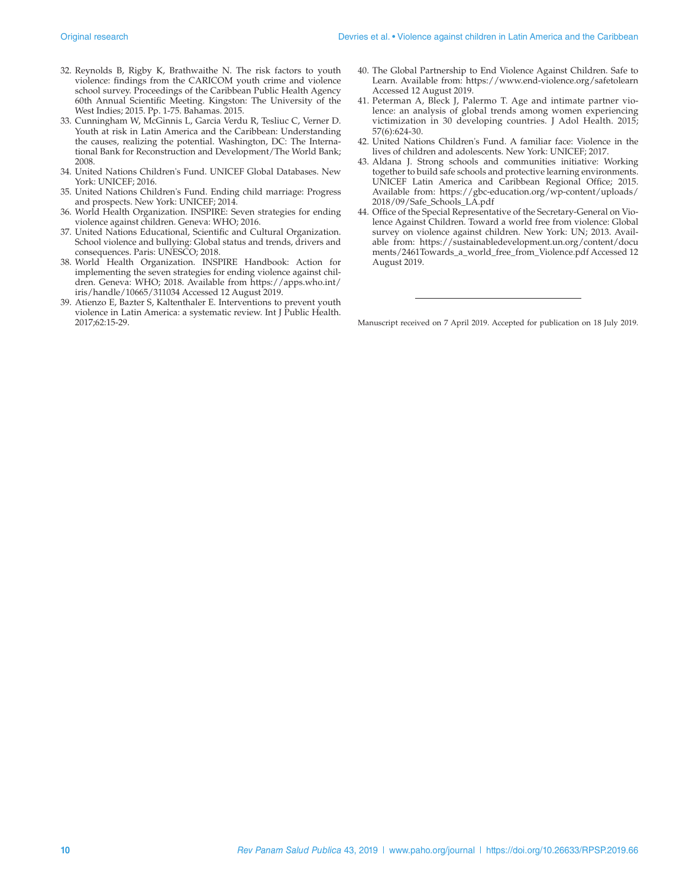32. Reynolds B, Rigby K, Brathwaithe N. The risk factors to youth violence: findings from the CARICOM youth crime and violence school survey. Proceedings of the Caribbean Public Health Agency 60th Annual Scientific Meeting. Kingston: The University of the West Indies; 2015. Pp. 1-75. Bahamas. 2015.
33. Cunningham W, McGinnis L, Garcia Verdu R, Tesliuc C, Verner D. Youth at risk in Latin America and the Caribbean: Understanding the causes, realizing the potential. Washington, DC: The International Bank for Reconstruction and Development/The World Bank; 2008.
34. United Nations Children's Fund. UNICEF Global Databases. New York: UNICEF; 2016.
35. United Nations Children's Fund. Ending child marriage: Progress and prospects. New York: UNICEF; 2014.
36. World Health Organization. INSPIRE: Seven strategies for ending violence against children. Geneva: WHO; 2016.
37. United Nations Educational, Scientific and Cultural Organization. School violence and bullying: Global status and trends, drivers and consequences. Paris: UNESCO; 2018.
38. World Health Organization. INSPIRE Handbook: Action for implementing the seven strategies for ending violence against children. Geneva: WHO; 2018. Available from https://apps.who.int/iris/handle/10665/311034 Accessed 12 August 2019.
39. Atienzo E, Bazter S, Kaltenthaler E. Interventions to prevent youth violence in Latin America: a systematic review. Int J Public Health. 2017;62:15-29.
40. The Global Partnership to End Violence Against Children. Safe to Learn. Available from: https://www.end-violence.org/safetolearn Accessed 12 August 2019.
41. Peterman A, Bleck J, Palermo T. Age and intimate partner violence: an analysis of global trends among women experiencing victimization in 30 developing countries. J Adol Health. 2015; 57(6):624-30.
42. United Nations Children's Fund. A familiar face: Violence in the lives of children and adolescents. New York: UNICEF; 2017.
43. Aldana J. Strong schools and communities initiative: Working together to build safe schools and protective learning environments. UNICEF Latin America and Caribbean Regional Office; 2015. Available from: https://gbc-education.org/wp-content/uploads/2018/09/Safe_Schools_LA.pdf
44. Office of the Special Representative of the Secretary-General on Violence Against Children. Toward a world free from violence: Global survey on violence against children. New York: UN; 2013. Available from: https://sustainabledevelopment.un.org/content/documents/2461Towards_a_world_free_from_Violence.pdf Accessed 12 August 2019.

---

Manuscript received on 7 April 2019. Accepted for publication on 18 July 2019.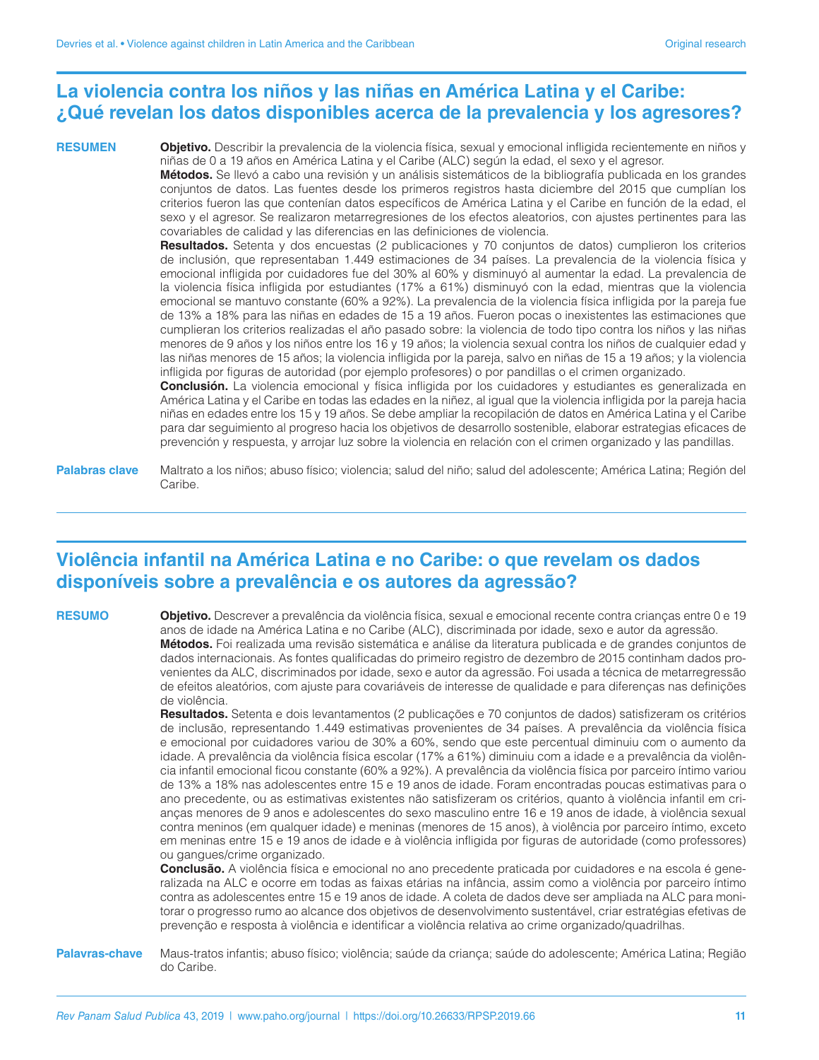## La violencia contra los niños y las niñas en América Latina y el Caribe: ¿Qué revelan los datos disponibles acerca de la prevalencia y los agresores?

**RESUMEN**

**Objetivo.** Describir la prevalencia de la violencia física, sexual y emocional infligida recientemente en niños y niñas de 0 a 19 años en América Latina y el Caribe (ALC) según la edad, el sexo y el agresor.

**Métodos.** Se llevó a cabo una revisión y un análisis sistemáticos de la bibliografía publicada en los grandes conjuntos de datos. Las fuentes desde los primeros registros hasta diciembre del 2015 que cumplían los criterios fueron las que contenían datos específicos de América Latina y el Caribe en función de la edad, el sexo y el agresor. Se realizaron metarregresiones de los efectos aleatorios, con ajustes pertinentes para las covariables de calidad y las diferencias en las definiciones de violencia.

**Resultados.** Setenta y dos encuestas (2 publicaciones y 70 conjuntos de datos) cumplieron los criterios de inclusión, que representaban 1.449 estimaciones de 34 países. La prevalencia de la violencia física y emocional infligida por cuidadores fue del 30% al 60% y disminuyó al aumentar la edad. La prevalencia de la violencia física infligida por estudiantes (17% a 61%) disminuyó con la edad, mientras que la violencia emocional se mantuvo constante (60% a 92%). La prevalencia de la violencia física infligida por la pareja fue de 13% a 18% para las niñas en edades de 15 a 19 años. Fueron pocas o inexistentes las estimaciones que cumplieran los criterios realizadas el año pasado sobre: la violencia de todo tipo contra los niños y las niñas menores de 9 años y los niños entre los 16 y 19 años; la violencia sexual contra los niños de cualquier edad y las niñas menores de 15 años; la violencia infligida por la pareja, salvo en niñas de 15 a 19 años; y la violencia infligida por figuras de autoridad (por ejemplo profesores) o por pandillas o el crimen organizado.

**Conclusión.** La violencia emocional y física infligida por los cuidadores y estudiantes es generalizada en América Latina y el Caribe en todas las edades en la niñez, al igual que la violencia infligida por la pareja hacia niñas en edades entre los 15 y 19 años. Se debe ampliar la recopilación de datos en América Latina y el Caribe para dar seguimiento al progreso hacia los objetivos de desarrollo sostenible, elaborar estrategias eficaces de prevención y respuesta, y arrojar luz sobre la violencia en relación con el crimen organizado y las pandillas.

**Palabras clave** Maltrato a los niños; abuso físico; violencia; salud del niño; salud del adolescente; América Latina; Región del Caribe.

---

## Violência infantil na América Latina e no Caribe: o que revelam os dados disponíveis sobre a prevalência e os autores da agressão?

**RESUMO**

**Objetivo.** Descrever a prevalência da violência física, sexual e emocional recente contra crianças entre 0 e 19 anos de idade na América Latina e no Caribe (ALC), discriminada por idade, sexo e autor da agressão.

**Métodos.** Foi realizada uma revisão sistemática e análise da literatura publicada e de grandes conjuntos de dados internacionais. As fontes qualificadas do primeiro registro de dezembro de 2015 continham dados provenientes da ALC, discriminados por idade, sexo e autor da agressão. Foi usada a técnica de metarregressão de efeitos aleatórios, com ajuste para covariáveis de interesse de qualidade e para diferenças nas definições de violência.

**Resultados.** Setenta e dois levantamentos (2 publicações e 70 conjuntos de dados) satisfizeram os critérios de inclusão, representando 1.449 estimativas provenientes de 34 países. A prevalência da violência física e emocional por cuidadores variou de 30% a 60%, sendo que este percentual diminuiu com o aumento da idade. A prevalência da violência física escolar (17% a 61%) diminuiu com a idade e a prevalência da violência infantil emocional ficou constante (60% a 92%). A prevalência da violência física por parceiro íntimo variou de 13% a 18% nas adolescentes entre 15 e 19 anos de idade. Foram encontradas poucas estimativas para o ano precedente, ou as estimativas existentes não satisfizeram os critérios, quanto à violência infantil em crianças menores de 9 anos e adolescentes do sexo masculino entre 16 e 19 anos de idade, à violência sexual contra meninos (em qualquer idade) e meninas (menores de 15 anos), à violência por parceiro íntimo, exceto em meninas entre 15 e 19 anos de idade e à violência infligida por figuras de autoridade (como professores) ou gangues/crime organizado.

**Conclusão.** A violência física e emocional no ano precedente praticada por cuidadores e na escola é generalizada na ALC e ocorre em todas as faixas etárias na infância, assim como a violência por parceiro íntimo contra as adolescentes entre 15 e 19 anos de idade. A coleta de dados deve ser ampliada na ALC para monitorar o progresso rumo ao alcance dos objetivos de desenvolvimento sustentável, criar estratégias efetivas de prevenção e resposta à violência e identificar a violência relativa ao crime organizado/quadrilhas.

**Palavras-chave** Maus-tratos infantis; abuso físico; violência; saúde da criança; saúde do adolescente; América Latina; Região do Caribe.